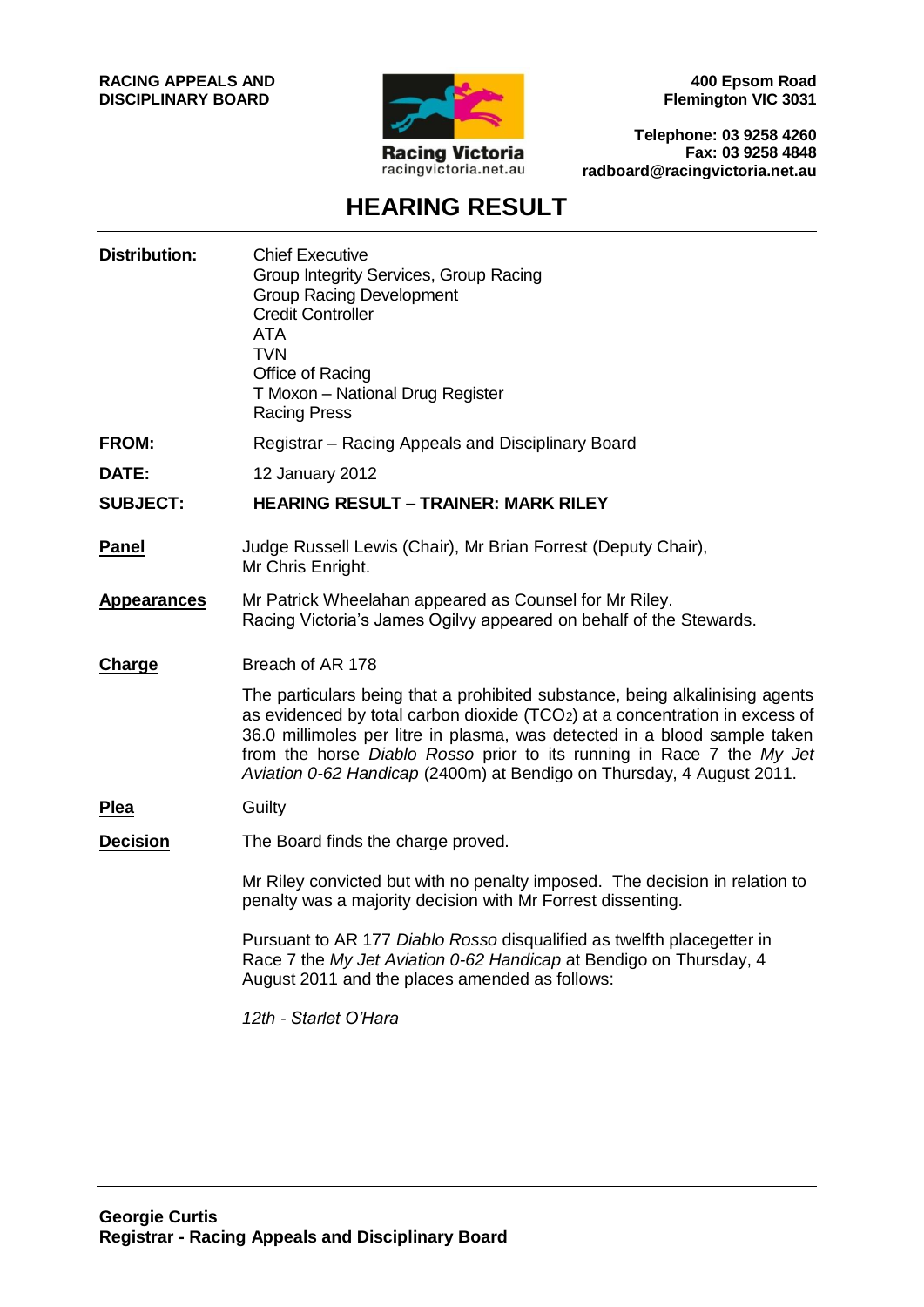**RACING APPEALS AND DISCIPLINARY BOARD**

Racing Victoria
racingvictoria.net.au

**400 Epsom Road**
**Flemington VIC 3031**

**Telephone: 03 9258 4260**
**Fax: 03 9258 4848**
**radboard@racingvictoria.net.au**

# HEARING RESULT

**Distribution:**
Chief Executive
Group Integrity Services, Group Racing
Group Racing Development
Credit Controller
ATA
TVN
Office of Racing
T Moxon – National Drug Register
Racing Press

**FROM:** Registrar – Racing Appeals and Disciplinary Board

**DATE:** 12 January 2012

**SUBJECT:** **HEARING RESULT – TRAINER: MARK RILEY**

---

**Panel**
Judge Russell Lewis (Chair), Mr Brian Forrest (Deputy Chair), Mr Chris Enright.

**Appearances**
Mr Patrick Wheelahan appeared as Counsel for Mr Riley.
Racing Victoria's James Ogilvy appeared on behalf of the Stewards.

**Charge**
Breach of AR 178

The particulars being that a prohibited substance, being alkalinising agents as evidenced by total carbon dioxide ($TCO_2$) at a concentration in excess of 36.0 millimoles per litre in plasma, was detected in a blood sample taken from the horse *Diablo Rosso* prior to its running in Race 7 the *My Jet Aviation 0-62 Handicap* (2400m) at Bendigo on Thursday, 4 August 2011.

**Plea**
Guilty

**Decision**
The Board finds the charge proved.

Mr Riley convicted but with no penalty imposed. The decision in relation to penalty was a majority decision with Mr Forrest dissenting.

Pursuant to AR 177 *Diablo Rosso* disqualified as twelfth placegetter in Race 7 the *My Jet Aviation 0-62 Handicap* at Bendigo on Thursday, 4 August 2011 and the places amended as follows:

*12th - Starlet O'Hara*

---

**Georgie Curtis**
**Registrar - Racing Appeals and Disciplinary Board**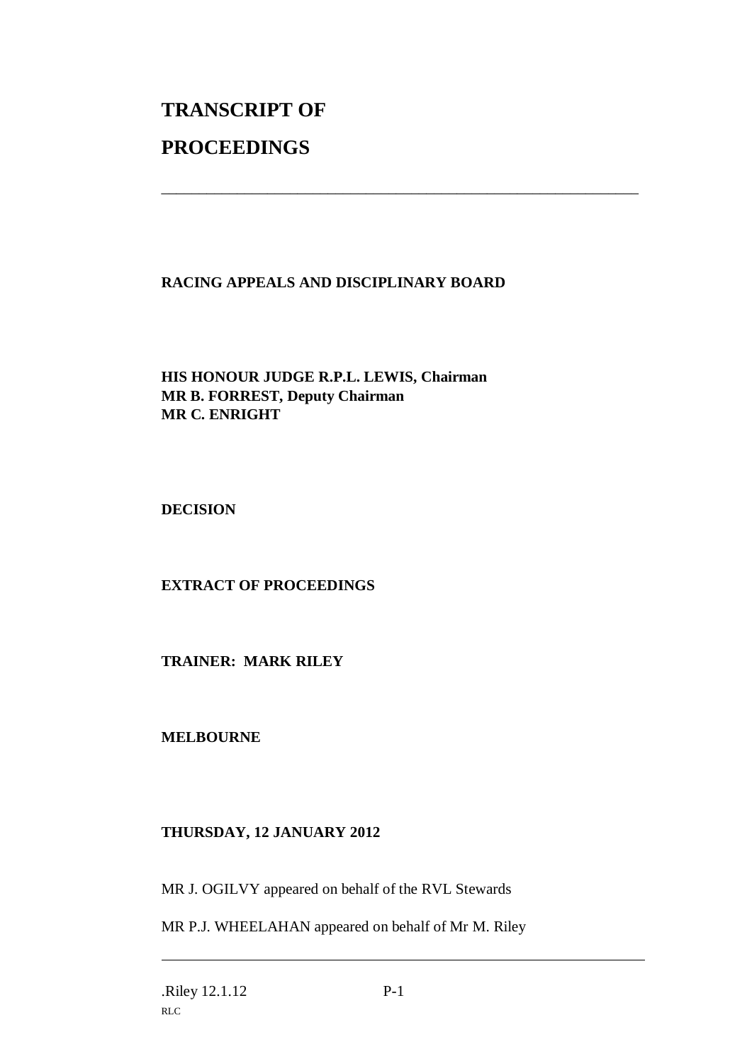# TRANSCRIPT OF

# PROCEEDINGS

---

**RACING APPEALS AND DISCIPLINARY BOARD**

**HIS HONOUR JUDGE R.P.L. LEWIS, Chairman**
**MR B. FORREST, Deputy Chairman**
**MR C. ENRIGHT**

**DECISION**

**EXTRACT OF PROCEEDINGS**

**TRAINER: MARK RILEY**

**MELBOURNE**

**THURSDAY, 12 JANUARY 2012**

MR J. OGILVY appeared on behalf of the RVL Stewards

MR P.J. WHEELAHAN appeared on behalf of Mr M. Riley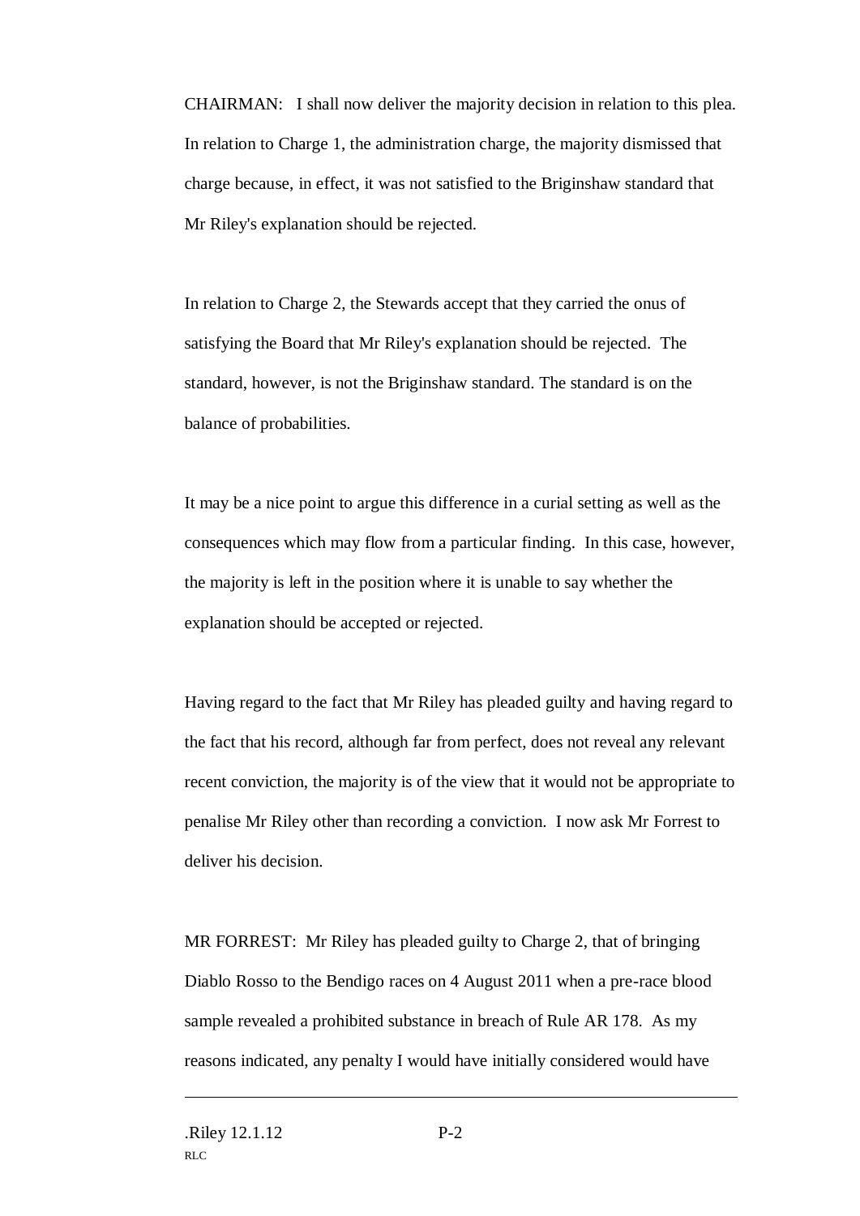CHAIRMAN: I shall now deliver the majority decision in relation to this plea. In relation to Charge 1, the administration charge, the majority dismissed that charge because, in effect, it was not satisfied to the Briginshaw standard that Mr Riley's explanation should be rejected.

In relation to Charge 2, the Stewards accept that they carried the onus of satisfying the Board that Mr Riley's explanation should be rejected. The standard, however, is not the Briginshaw standard. The standard is on the balance of probabilities.

It may be a nice point to argue this difference in a curial setting as well as the consequences which may flow from a particular finding. In this case, however, the majority is left in the position where it is unable to say whether the explanation should be accepted or rejected.

Having regard to the fact that Mr Riley has pleaded guilty and having regard to the fact that his record, although far from perfect, does not reveal any relevant recent conviction, the majority is of the view that it would not be appropriate to penalise Mr Riley other than recording a conviction. I now ask Mr Forrest to deliver his decision.

MR FORREST: Mr Riley has pleaded guilty to Charge 2, that of bringing Diablo Rosso to the Bendigo races on 4 August 2011 when a pre-race blood sample revealed a prohibited substance in breach of Rule AR 178. As my reasons indicated, any penalty I would have initially considered would have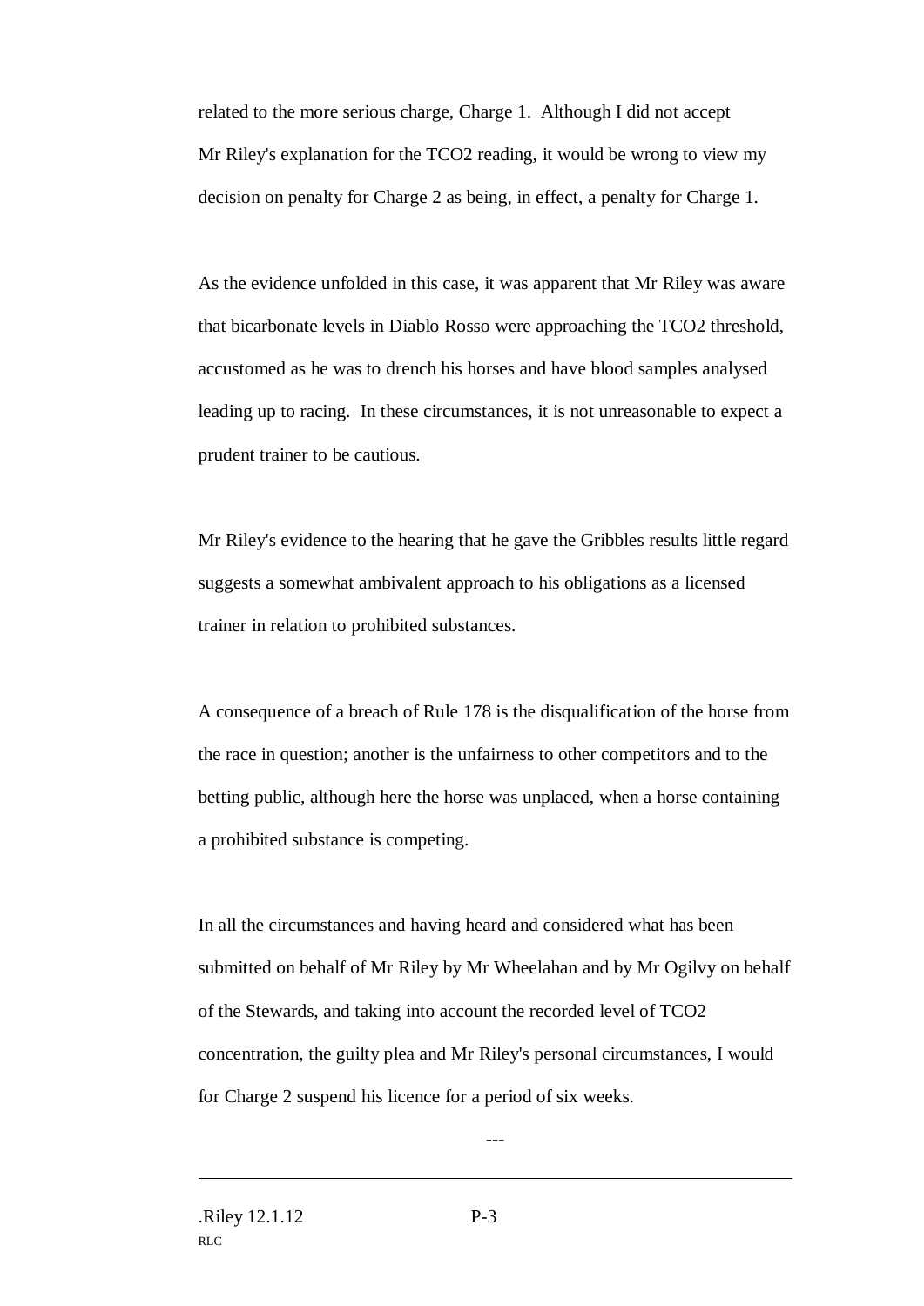related to the more serious charge, Charge 1. Although I did not accept Mr Riley's explanation for the TCO2 reading, it would be wrong to view my decision on penalty for Charge 2 as being, in effect, a penalty for Charge 1.

As the evidence unfolded in this case, it was apparent that Mr Riley was aware that bicarbonate levels in Diablo Rosso were approaching the TCO2 threshold, accustomed as he was to drench his horses and have blood samples analysed leading up to racing. In these circumstances, it is not unreasonable to expect a prudent trainer to be cautious.

Mr Riley's evidence to the hearing that he gave the Gribbles results little regard suggests a somewhat ambivalent approach to his obligations as a licensed trainer in relation to prohibited substances.

A consequence of a breach of Rule 178 is the disqualification of the horse from the race in question; another is the unfairness to other competitors and to the betting public, although here the horse was unplaced, when a horse containing a prohibited substance is competing.

In all the circumstances and having heard and considered what has been submitted on behalf of Mr Riley by Mr Wheelahan and by Mr Ogilvy on behalf of the Stewards, and taking into account the recorded level of TCO2 concentration, the guilty plea and Mr Riley's personal circumstances, I would for Charge 2 suspend his licence for a period of six weeks.

---